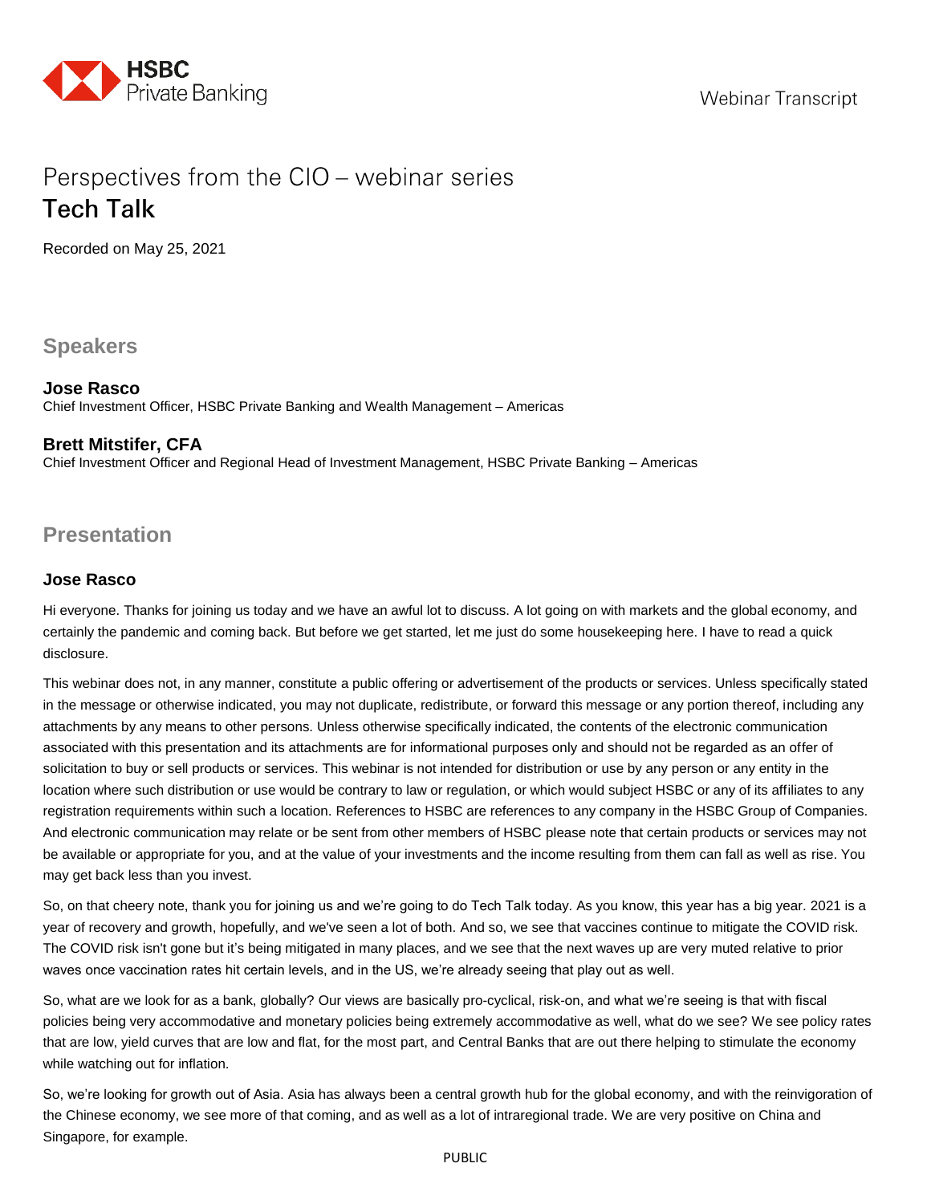HSBC Private Banking

Webinar Transcript

# Perspectives from the CIO – webinar series
# Tech Talk

Recorded on May 25, 2021

## Speakers

**Jose Rasco**
Chief Investment Officer, HSBC Private Banking and Wealth Management – Americas

**Brett Mitstifer, CFA**
Chief Investment Officer and Regional Head of Investment Management, HSBC Private Banking – Americas

## Presentation

### Jose Rasco

Hi everyone. Thanks for joining us today and we have an awful lot to discuss. A lot going on with markets and the global economy, and certainly the pandemic and coming back. But before we get started, let me just do some housekeeping here. I have to read a quick disclosure.

This webinar does not, in any manner, constitute a public offering or advertisement of the products or services. Unless specifically stated in the message or otherwise indicated, you may not duplicate, redistribute, or forward this message or any portion thereof, including any attachments by any means to other persons. Unless otherwise specifically indicated, the contents of the electronic communication associated with this presentation and its attachments are for informational purposes only and should not be regarded as an offer of solicitation to buy or sell products or services. This webinar is not intended for distribution or use by any person or any entity in the location where such distribution or use would be contrary to law or regulation, or which would subject HSBC or any of its affiliates to any registration requirements within such a location. References to HSBC are references to any company in the HSBC Group of Companies. And electronic communication may relate or be sent from other members of HSBC please note that certain products or services may not be available or appropriate for you, and at the value of your investments and the income resulting from them can fall as well as rise. You may get back less than you invest.

So, on that cheery note, thank you for joining us and we're going to do Tech Talk today. As you know, this year has a big year. 2021 is a year of recovery and growth, hopefully, and we've seen a lot of both. And so, we see that vaccines continue to mitigate the COVID risk. The COVID risk isn't gone but it's being mitigated in many places, and we see that the next waves up are very muted relative to prior waves once vaccination rates hit certain levels, and in the US, we're already seeing that play out as well.

So, what are we look for as a bank, globally? Our views are basically pro-cyclical, risk-on, and what we're seeing is that with fiscal policies being very accommodative and monetary policies being extremely accommodative as well, what do we see? We see policy rates that are low, yield curves that are low and flat, for the most part, and Central Banks that are out there helping to stimulate the economy while watching out for inflation.

So, we're looking for growth out of Asia. Asia has always been a central growth hub for the global economy, and with the reinvigoration of the Chinese economy, we see more of that coming, and as well as a lot of intraregional trade. We are very positive on China and Singapore, for example.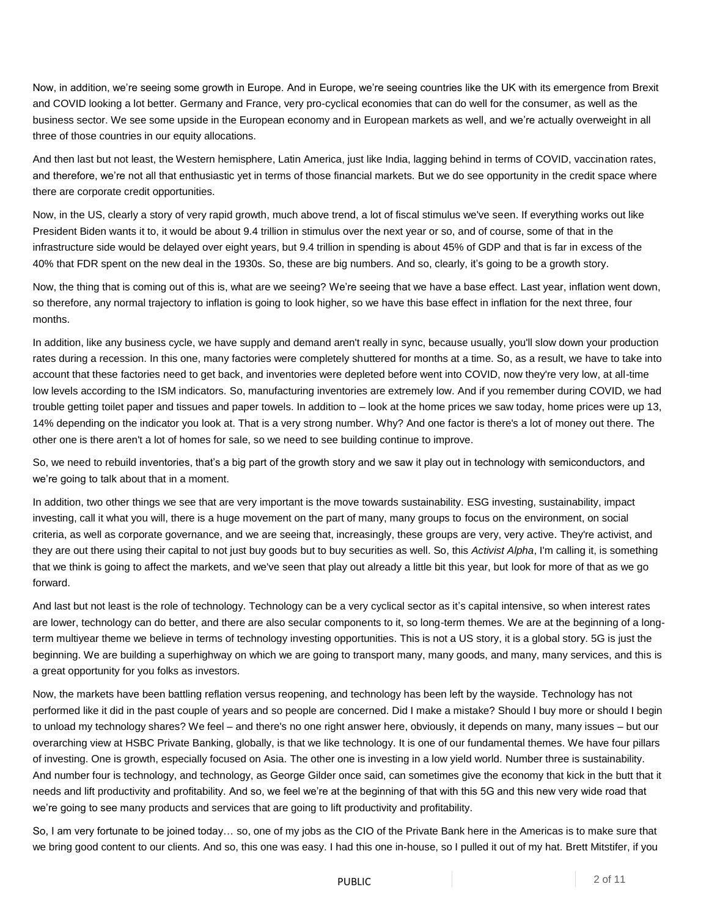Now, in addition, we're seeing some growth in Europe. And in Europe, we're seeing countries like the UK with its emergence from Brexit and COVID looking a lot better. Germany and France, very pro-cyclical economies that can do well for the consumer, as well as the business sector. We see some upside in the European economy and in European markets as well, and we're actually overweight in all three of those countries in our equity allocations.

And then last but not least, the Western hemisphere, Latin America, just like India, lagging behind in terms of COVID, vaccination rates, and therefore, we're not all that enthusiastic yet in terms of those financial markets. But we do see opportunity in the credit space where there are corporate credit opportunities.

Now, in the US, clearly a story of very rapid growth, much above trend, a lot of fiscal stimulus we've seen. If everything works out like President Biden wants it to, it would be about 9.4 trillion in stimulus over the next year or so, and of course, some of that in the infrastructure side would be delayed over eight years, but 9.4 trillion in spending is about 45% of GDP and that is far in excess of the 40% that FDR spent on the new deal in the 1930s. So, these are big numbers. And so, clearly, it's going to be a growth story.

Now, the thing that is coming out of this is, what are we seeing? We're seeing that we have a base effect. Last year, inflation went down, so therefore, any normal trajectory to inflation is going to look higher, so we have this base effect in inflation for the next three, four months.

In addition, like any business cycle, we have supply and demand aren't really in sync, because usually, you'll slow down your production rates during a recession. In this one, many factories were completely shuttered for months at a time. So, as a result, we have to take into account that these factories need to get back, and inventories were depleted before went into COVID, now they're very low, at all-time low levels according to the ISM indicators. So, manufacturing inventories are extremely low. And if you remember during COVID, we had trouble getting toilet paper and tissues and paper towels. In addition to – look at the home prices we saw today, home prices were up 13, 14% depending on the indicator you look at. That is a very strong number. Why? And one factor is there's a lot of money out there. The other one is there aren't a lot of homes for sale, so we need to see building continue to improve.

So, we need to rebuild inventories, that's a big part of the growth story and we saw it play out in technology with semiconductors, and we're going to talk about that in a moment.

In addition, two other things we see that are very important is the move towards sustainability. ESG investing, sustainability, impact investing, call it what you will, there is a huge movement on the part of many, many groups to focus on the environment, on social criteria, as well as corporate governance, and we are seeing that, increasingly, these groups are very, very active. They're activist, and they are out there using their capital to not just buy goods but to buy securities as well. So, this *Activist Alpha*, I'm calling it, is something that we think is going to affect the markets, and we've seen that play out already a little bit this year, but look for more of that as we go forward.

And last but not least is the role of technology. Technology can be a very cyclical sector as it's capital intensive, so when interest rates are lower, technology can do better, and there are also secular components to it, so long-term themes. We are at the beginning of a long-term multiyear theme we believe in terms of technology investing opportunities. This is not a US story, it is a global story. 5G is just the beginning. We are building a superhighway on which we are going to transport many, many goods, and many, many services, and this is a great opportunity for you folks as investors.

Now, the markets have been battling reflation versus reopening, and technology has been left by the wayside. Technology has not performed like it did in the past couple of years and so people are concerned. Did I make a mistake? Should I buy more or should I begin to unload my technology shares? We feel – and there's no one right answer here, obviously, it depends on many, many issues – but our overarching view at HSBC Private Banking, globally, is that we like technology. It is one of our fundamental themes. We have four pillars of investing. One is growth, especially focused on Asia. The other one is investing in a low yield world. Number three is sustainability. And number four is technology, and technology, as George Gilder once said, can sometimes give the economy that kick in the butt that it needs and lift productivity and profitability. And so, we feel we're at the beginning of that with this 5G and this new very wide road that we're going to see many products and services that are going to lift productivity and profitability.

So, I am very fortunate to be joined today… so, one of my jobs as the CIO of the Private Bank here in the Americas is to make sure that we bring good content to our clients. And so, this one was easy. I had this one in-house, so I pulled it out of my hat. Brett Mitstifer, if you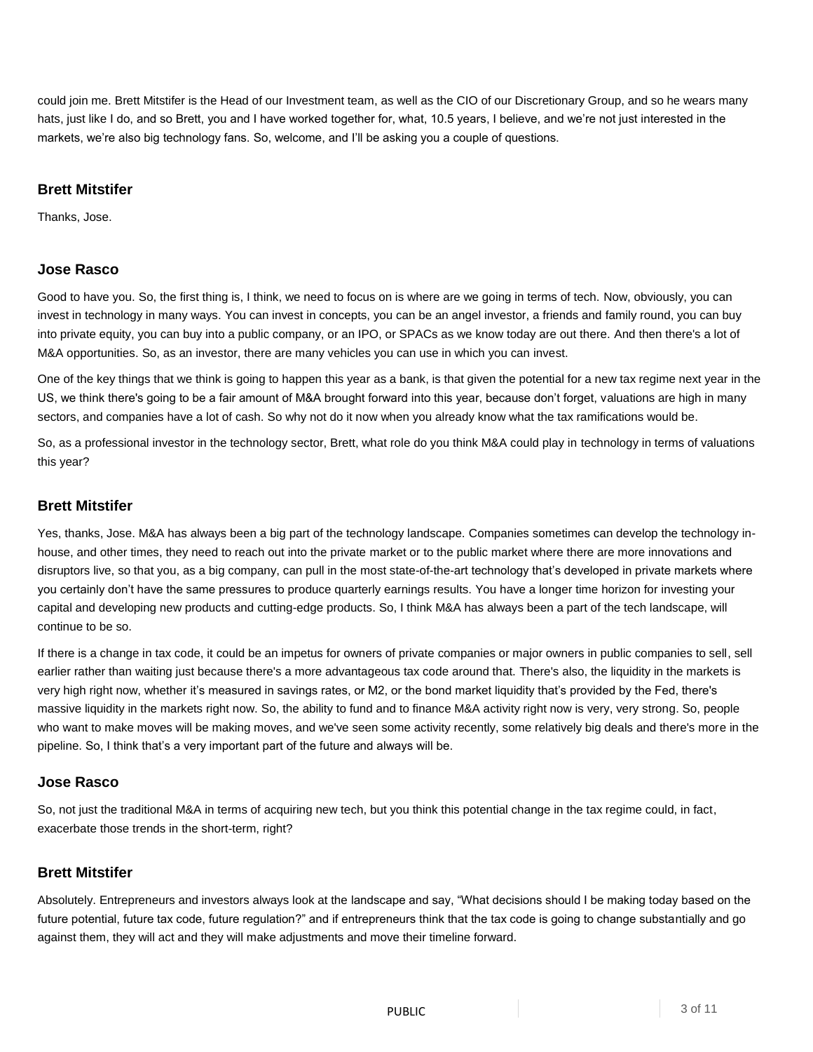could join me. Brett Mitstifer is the Head of our Investment team, as well as the CIO of our Discretionary Group, and so he wears many hats, just like I do, and so Brett, you and I have worked together for, what, 10.5 years, I believe, and we're not just interested in the markets, we're also big technology fans. So, welcome, and I'll be asking you a couple of questions.

### Brett Mitstifer

Thanks, Jose.

### Jose Rasco

Good to have you. So, the first thing is, I think, we need to focus on is where are we going in terms of tech. Now, obviously, you can invest in technology in many ways. You can invest in concepts, you can be an angel investor, a friends and family round, you can buy into private equity, you can buy into a public company, or an IPO, or SPACs as we know today are out there. And then there's a lot of M&A opportunities. So, as an investor, there are many vehicles you can use in which you can invest.

One of the key things that we think is going to happen this year as a bank, is that given the potential for a new tax regime next year in the US, we think there's going to be a fair amount of M&A brought forward into this year, because don't forget, valuations are high in many sectors, and companies have a lot of cash. So why not do it now when you already know what the tax ramifications would be.

So, as a professional investor in the technology sector, Brett, what role do you think M&A could play in technology in terms of valuations this year?

### Brett Mitstifer

Yes, thanks, Jose. M&A has always been a big part of the technology landscape. Companies sometimes can develop the technology in-house, and other times, they need to reach out into the private market or to the public market where there are more innovations and disruptors live, so that you, as a big company, can pull in the most state-of-the-art technology that's developed in private markets where you certainly don't have the same pressures to produce quarterly earnings results. You have a longer time horizon for investing your capital and developing new products and cutting-edge products. So, I think M&A has always been a part of the tech landscape, will continue to be so.

If there is a change in tax code, it could be an impetus for owners of private companies or major owners in public companies to sell, sell earlier rather than waiting just because there's a more advantageous tax code around that. There's also, the liquidity in the markets is very high right now, whether it's measured in savings rates, or M2, or the bond market liquidity that's provided by the Fed, there's massive liquidity in the markets right now. So, the ability to fund and to finance M&A activity right now is very, very strong. So, people who want to make moves will be making moves, and we've seen some activity recently, some relatively big deals and there's more in the pipeline. So, I think that's a very important part of the future and always will be.

### Jose Rasco

So, not just the traditional M&A in terms of acquiring new tech, but you think this potential change in the tax regime could, in fact, exacerbate those trends in the short-term, right?

### Brett Mitstifer

Absolutely. Entrepreneurs and investors always look at the landscape and say, "What decisions should I be making today based on the future potential, future tax code, future regulation?" and if entrepreneurs think that the tax code is going to change substantially and go against them, they will act and they will make adjustments and move their timeline forward.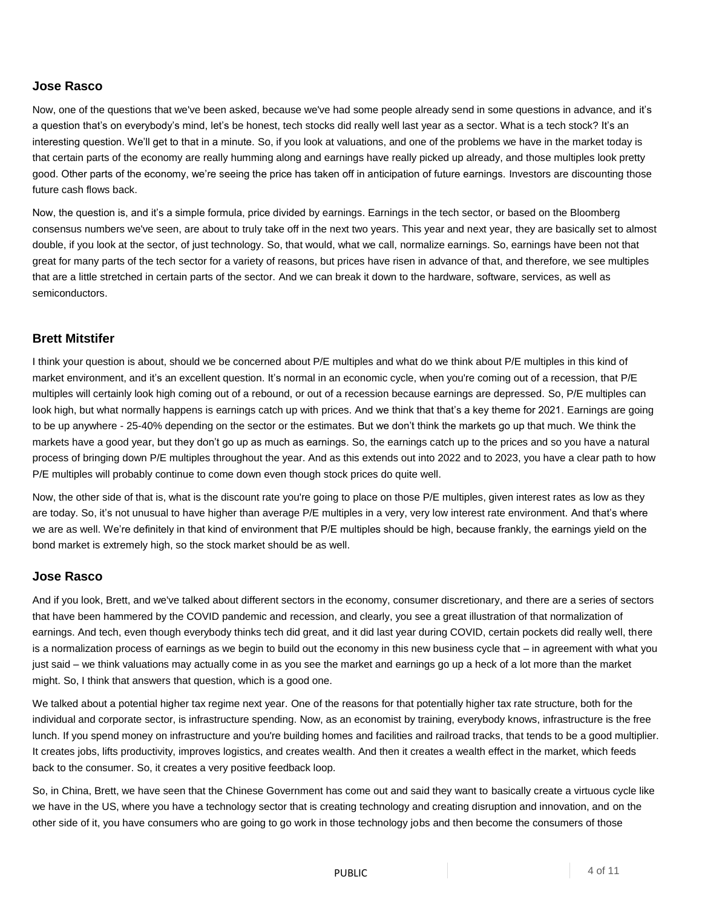### Jose Rasco

Now, one of the questions that we've been asked, because we've had some people already send in some questions in advance, and it's a question that's on everybody's mind, let's be honest, tech stocks did really well last year as a sector. What is a tech stock? It's an interesting question. We'll get to that in a minute. So, if you look at valuations, and one of the problems we have in the market today is that certain parts of the economy are really humming along and earnings have really picked up already, and those multiples look pretty good. Other parts of the economy, we're seeing the price has taken off in anticipation of future earnings. Investors are discounting those future cash flows back.

Now, the question is, and it's a simple formula, price divided by earnings. Earnings in the tech sector, or based on the Bloomberg consensus numbers we've seen, are about to truly take off in the next two years. This year and next year, they are basically set to almost double, if you look at the sector, of just technology. So, that would, what we call, normalize earnings. So, earnings have been not that great for many parts of the tech sector for a variety of reasons, but prices have risen in advance of that, and therefore, we see multiples that are a little stretched in certain parts of the sector. And we can break it down to the hardware, software, services, as well as semiconductors.

### Brett Mitstifer

I think your question is about, should we be concerned about P/E multiples and what do we think about P/E multiples in this kind of market environment, and it's an excellent question. It's normal in an economic cycle, when you're coming out of a recession, that P/E multiples will certainly look high coming out of a rebound, or out of a recession because earnings are depressed. So, P/E multiples can look high, but what normally happens is earnings catch up with prices. And we think that that's a key theme for 2021. Earnings are going to be up anywhere - 25-40% depending on the sector or the estimates. But we don't think the markets go up that much. We think the markets have a good year, but they don't go up as much as earnings. So, the earnings catch up to the prices and so you have a natural process of bringing down P/E multiples throughout the year. And as this extends out into 2022 and to 2023, you have a clear path to how P/E multiples will probably continue to come down even though stock prices do quite well.

Now, the other side of that is, what is the discount rate you're going to place on those P/E multiples, given interest rates as low as they are today. So, it's not unusual to have higher than average P/E multiples in a very, very low interest rate environment. And that's where we are as well. We're definitely in that kind of environment that P/E multiples should be high, because frankly, the earnings yield on the bond market is extremely high, so the stock market should be as well.

### Jose Rasco

And if you look, Brett, and we've talked about different sectors in the economy, consumer discretionary, and there are a series of sectors that have been hammered by the COVID pandemic and recession, and clearly, you see a great illustration of that normalization of earnings. And tech, even though everybody thinks tech did great, and it did last year during COVID, certain pockets did really well, there is a normalization process of earnings as we begin to build out the economy in this new business cycle that – in agreement with what you just said – we think valuations may actually come in as you see the market and earnings go up a heck of a lot more than the market might. So, I think that answers that question, which is a good one.

We talked about a potential higher tax regime next year. One of the reasons for that potentially higher tax rate structure, both for the individual and corporate sector, is infrastructure spending. Now, as an economist by training, everybody knows, infrastructure is the free lunch. If you spend money on infrastructure and you're building homes and facilities and railroad tracks, that tends to be a good multiplier. It creates jobs, lifts productivity, improves logistics, and creates wealth. And then it creates a wealth effect in the market, which feeds back to the consumer. So, it creates a very positive feedback loop.

So, in China, Brett, we have seen that the Chinese Government has come out and said they want to basically create a virtuous cycle like we have in the US, where you have a technology sector that is creating technology and creating disruption and innovation, and on the other side of it, you have consumers who are going to go work in those technology jobs and then become the consumers of those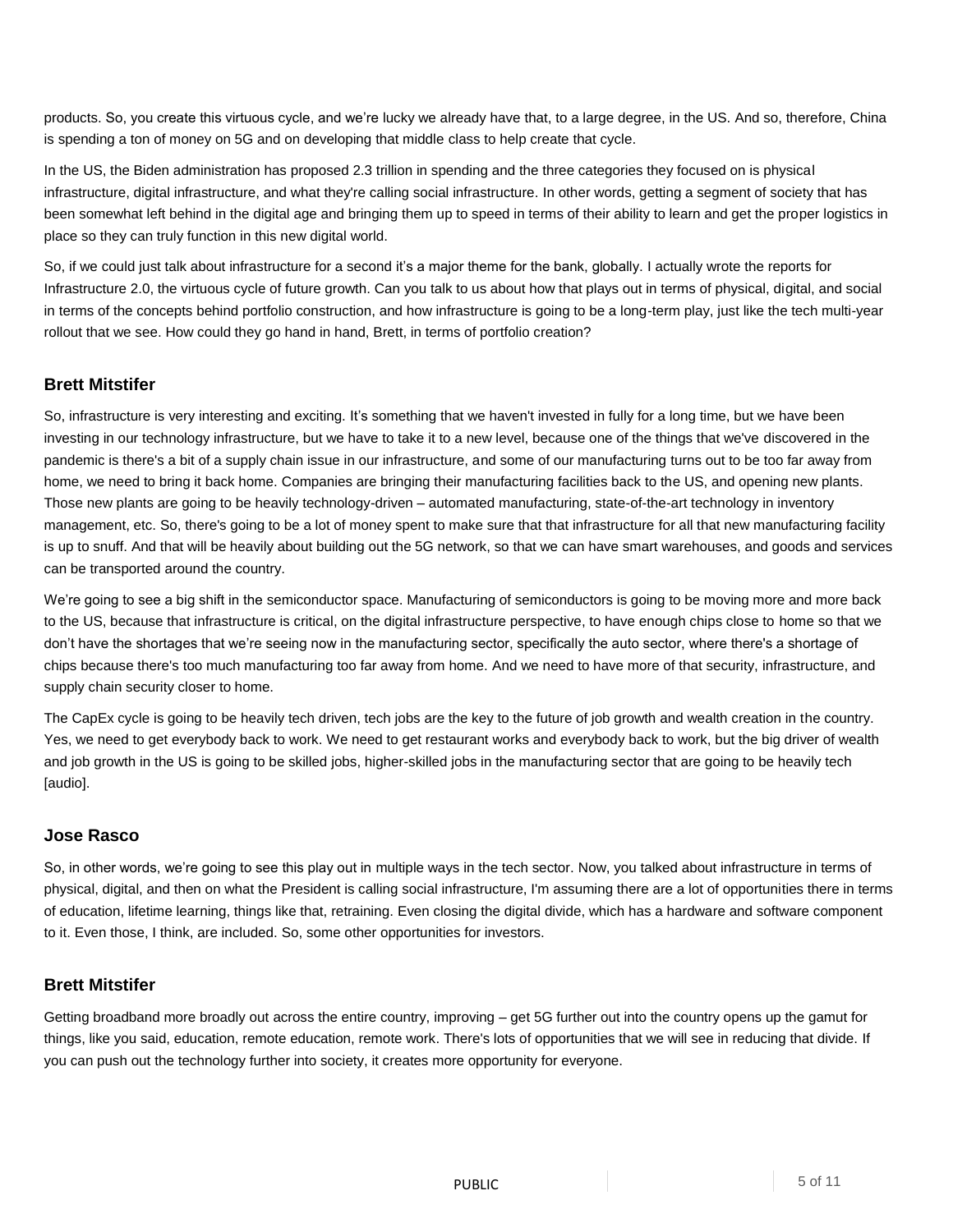products. So, you create this virtuous cycle, and we're lucky we already have that, to a large degree, in the US. And so, therefore, China is spending a ton of money on 5G and on developing that middle class to help create that cycle.

In the US, the Biden administration has proposed 2.3 trillion in spending and the three categories they focused on is physical infrastructure, digital infrastructure, and what they're calling social infrastructure. In other words, getting a segment of society that has been somewhat left behind in the digital age and bringing them up to speed in terms of their ability to learn and get the proper logistics in place so they can truly function in this new digital world.

So, if we could just talk about infrastructure for a second it's a major theme for the bank, globally. I actually wrote the reports for Infrastructure 2.0, the virtuous cycle of future growth. Can you talk to us about how that plays out in terms of physical, digital, and social in terms of the concepts behind portfolio construction, and how infrastructure is going to be a long-term play, just like the tech multi-year rollout that we see. How could they go hand in hand, Brett, in terms of portfolio creation?

### Brett Mitstifer

So, infrastructure is very interesting and exciting. It's something that we haven't invested in fully for a long time, but we have been investing in our technology infrastructure, but we have to take it to a new level, because one of the things that we've discovered in the pandemic is there's a bit of a supply chain issue in our infrastructure, and some of our manufacturing turns out to be too far away from home, we need to bring it back home. Companies are bringing their manufacturing facilities back to the US, and opening new plants. Those new plants are going to be heavily technology-driven – automated manufacturing, state-of-the-art technology in inventory management, etc. So, there's going to be a lot of money spent to make sure that that infrastructure for all that new manufacturing facility is up to snuff. And that will be heavily about building out the 5G network, so that we can have smart warehouses, and goods and services can be transported around the country.

We're going to see a big shift in the semiconductor space. Manufacturing of semiconductors is going to be moving more and more back to the US, because that infrastructure is critical, on the digital infrastructure perspective, to have enough chips close to home so that we don't have the shortages that we're seeing now in the manufacturing sector, specifically the auto sector, where there's a shortage of chips because there's too much manufacturing too far away from home. And we need to have more of that security, infrastructure, and supply chain security closer to home.

The CapEx cycle is going to be heavily tech driven, tech jobs are the key to the future of job growth and wealth creation in the country. Yes, we need to get everybody back to work. We need to get restaurant works and everybody back to work, but the big driver of wealth and job growth in the US is going to be skilled jobs, higher-skilled jobs in the manufacturing sector that are going to be heavily tech [audio].

### Jose Rasco

So, in other words, we're going to see this play out in multiple ways in the tech sector. Now, you talked about infrastructure in terms of physical, digital, and then on what the President is calling social infrastructure, I'm assuming there are a lot of opportunities there in terms of education, lifetime learning, things like that, retraining. Even closing the digital divide, which has a hardware and software component to it. Even those, I think, are included. So, some other opportunities for investors.

### Brett Mitstifer

Getting broadband more broadly out across the entire country, improving – get 5G further out into the country opens up the gamut for things, like you said, education, remote education, remote work. There's lots of opportunities that we will see in reducing that divide. If you can push out the technology further into society, it creates more opportunity for everyone.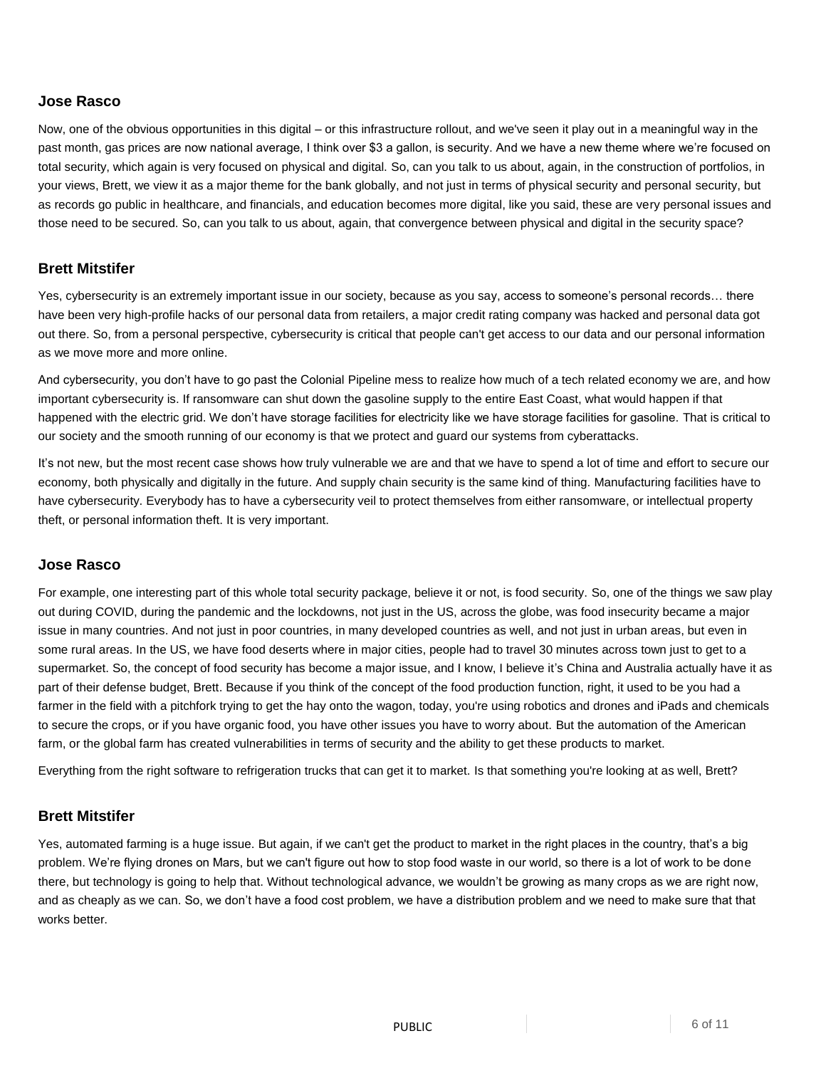### Jose Rasco

Now, one of the obvious opportunities in this digital – or this infrastructure rollout, and we've seen it play out in a meaningful way in the past month, gas prices are now national average, I think over $3 a gallon, is security. And we have a new theme where we're focused on total security, which again is very focused on physical and digital. So, can you talk to us about, again, in the construction of portfolios, in your views, Brett, we view it as a major theme for the bank globally, and not just in terms of physical security and personal security, but as records go public in healthcare, and financials, and education becomes more digital, like you said, these are very personal issues and those need to be secured. So, can you talk to us about, again, that convergence between physical and digital in the security space?

### Brett Mitstifer

Yes, cybersecurity is an extremely important issue in our society, because as you say, access to someone's personal records… there have been very high-profile hacks of our personal data from retailers, a major credit rating company was hacked and personal data got out there. So, from a personal perspective, cybersecurity is critical that people can't get access to our data and our personal information as we move more and more online.

And cybersecurity, you don't have to go past the Colonial Pipeline mess to realize how much of a tech related economy we are, and how important cybersecurity is. If ransomware can shut down the gasoline supply to the entire East Coast, what would happen if that happened with the electric grid. We don't have storage facilities for electricity like we have storage facilities for gasoline. That is critical to our society and the smooth running of our economy is that we protect and guard our systems from cyberattacks.

It's not new, but the most recent case shows how truly vulnerable we are and that we have to spend a lot of time and effort to secure our economy, both physically and digitally in the future. And supply chain security is the same kind of thing. Manufacturing facilities have to have cybersecurity. Everybody has to have a cybersecurity veil to protect themselves from either ransomware, or intellectual property theft, or personal information theft. It is very important.

### Jose Rasco

For example, one interesting part of this whole total security package, believe it or not, is food security. So, one of the things we saw play out during COVID, during the pandemic and the lockdowns, not just in the US, across the globe, was food insecurity became a major issue in many countries. And not just in poor countries, in many developed countries as well, and not just in urban areas, but even in some rural areas. In the US, we have food deserts where in major cities, people had to travel 30 minutes across town just to get to a supermarket. So, the concept of food security has become a major issue, and I know, I believe it's China and Australia actually have it as part of their defense budget, Brett. Because if you think of the concept of the food production function, right, it used to be you had a farmer in the field with a pitchfork trying to get the hay onto the wagon, today, you're using robotics and drones and iPads and chemicals to secure the crops, or if you have organic food, you have other issues you have to worry about. But the automation of the American farm, or the global farm has created vulnerabilities in terms of security and the ability to get these products to market.

Everything from the right software to refrigeration trucks that can get it to market. Is that something you're looking at as well, Brett?

### Brett Mitstifer

Yes, automated farming is a huge issue. But again, if we can't get the product to market in the right places in the country, that's a big problem. We're flying drones on Mars, but we can't figure out how to stop food waste in our world, so there is a lot of work to be done there, but technology is going to help that. Without technological advance, we wouldn't be growing as many crops as we are right now, and as cheaply as we can. So, we don't have a food cost problem, we have a distribution problem and we need to make sure that that works better.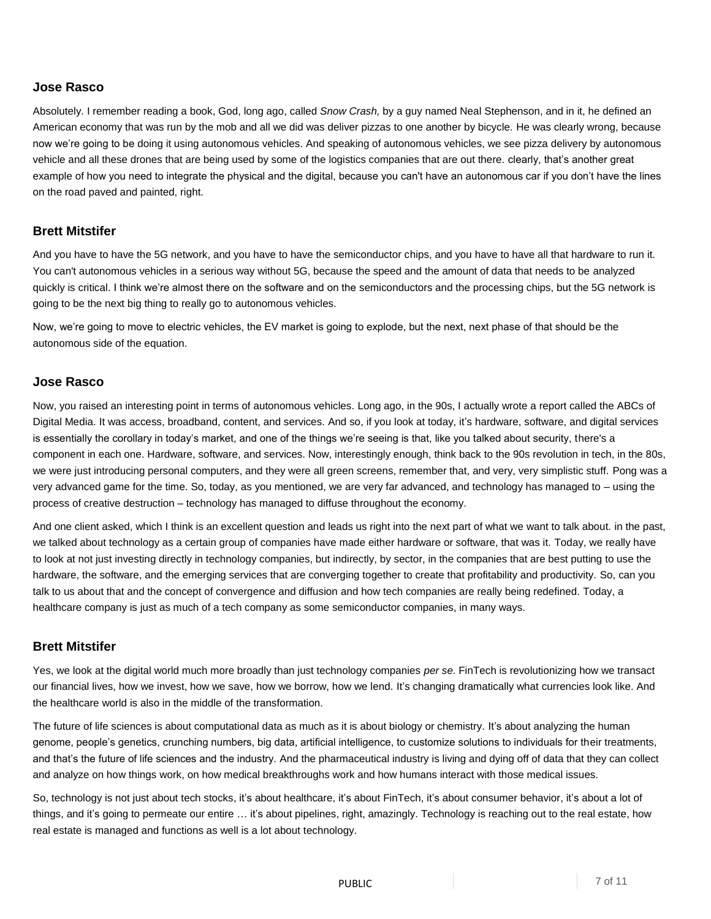### Jose Rasco

Absolutely. I remember reading a book, God, long ago, called *Snow Crash,* by a guy named Neal Stephenson, and in it, he defined an American economy that was run by the mob and all we did was deliver pizzas to one another by bicycle. He was clearly wrong, because now we're going to be doing it using autonomous vehicles. And speaking of autonomous vehicles, we see pizza delivery by autonomous vehicle and all these drones that are being used by some of the logistics companies that are out there. clearly, that's another great example of how you need to integrate the physical and the digital, because you can't have an autonomous car if you don't have the lines on the road paved and painted, right.

### Brett Mitstifer

And you have to have the 5G network, and you have to have the semiconductor chips, and you have to have all that hardware to run it. You can't autonomous vehicles in a serious way without 5G, because the speed and the amount of data that needs to be analyzed quickly is critical. I think we're almost there on the software and on the semiconductors and the processing chips, but the 5G network is going to be the next big thing to really go to autonomous vehicles.

Now, we're going to move to electric vehicles, the EV market is going to explode, but the next, next phase of that should be the autonomous side of the equation.

### Jose Rasco

Now, you raised an interesting point in terms of autonomous vehicles. Long ago, in the 90s, I actually wrote a report called the ABCs of Digital Media. It was access, broadband, content, and services. And so, if you look at today, it's hardware, software, and digital services is essentially the corollary in today's market, and one of the things we're seeing is that, like you talked about security, there's a component in each one. Hardware, software, and services. Now, interestingly enough, think back to the 90s revolution in tech, in the 80s, we were just introducing personal computers, and they were all green screens, remember that, and very, very simplistic stuff. Pong was a very advanced game for the time. So, today, as you mentioned, we are very far advanced, and technology has managed to – using the process of creative destruction – technology has managed to diffuse throughout the economy.

And one client asked, which I think is an excellent question and leads us right into the next part of what we want to talk about. in the past, we talked about technology as a certain group of companies have made either hardware or software, that was it. Today, we really have to look at not just investing directly in technology companies, but indirectly, by sector, in the companies that are best putting to use the hardware, the software, and the emerging services that are converging together to create that profitability and productivity. So, can you talk to us about that and the concept of convergence and diffusion and how tech companies are really being redefined. Today, a healthcare company is just as much of a tech company as some semiconductor companies, in many ways.

### Brett Mitstifer

Yes, we look at the digital world much more broadly than just technology companies *per se*. FinTech is revolutionizing how we transact our financial lives, how we invest, how we save, how we borrow, how we lend. It's changing dramatically what currencies look like. And the healthcare world is also in the middle of the transformation.

The future of life sciences is about computational data as much as it is about biology or chemistry. It's about analyzing the human genome, people's genetics, crunching numbers, big data, artificial intelligence, to customize solutions to individuals for their treatments, and that's the future of life sciences and the industry. And the pharmaceutical industry is living and dying off of data that they can collect and analyze on how things work, on how medical breakthroughs work and how humans interact with those medical issues.

So, technology is not just about tech stocks, it's about healthcare, it's about FinTech, it's about consumer behavior, it's about a lot of things, and it's going to permeate our entire … it's about pipelines, right, amazingly. Technology is reaching out to the real estate, how real estate is managed and functions as well is a lot about technology.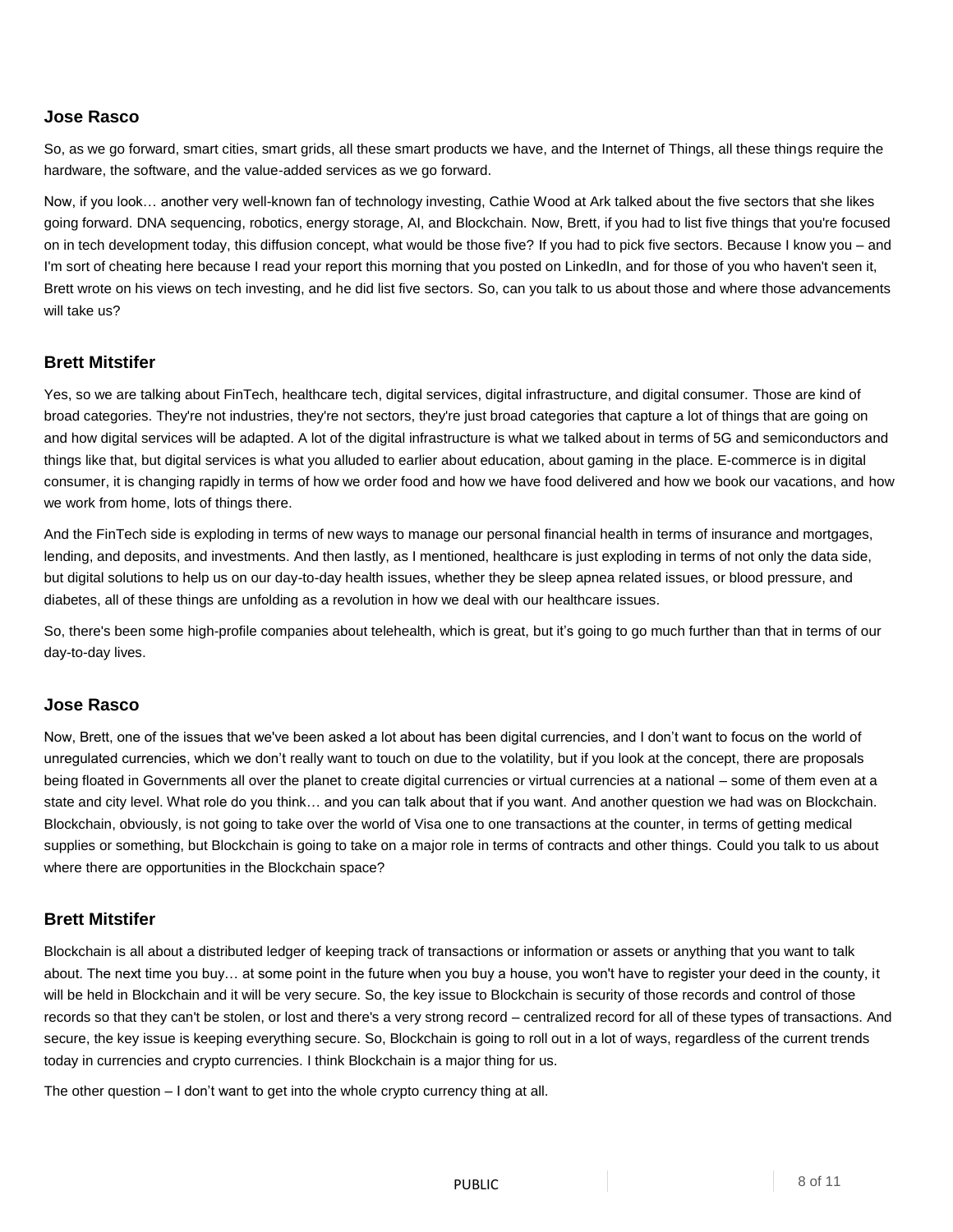### Jose Rasco

So, as we go forward, smart cities, smart grids, all these smart products we have, and the Internet of Things, all these things require the hardware, the software, and the value-added services as we go forward.

Now, if you look… another very well-known fan of technology investing, Cathie Wood at Ark talked about the five sectors that she likes going forward. DNA sequencing, robotics, energy storage, AI, and Blockchain. Now, Brett, if you had to list five things that you're focused on in tech development today, this diffusion concept, what would be those five? If you had to pick five sectors. Because I know you – and I'm sort of cheating here because I read your report this morning that you posted on LinkedIn, and for those of you who haven't seen it, Brett wrote on his views on tech investing, and he did list five sectors. So, can you talk to us about those and where those advancements will take us?

### Brett Mitstifer

Yes, so we are talking about FinTech, healthcare tech, digital services, digital infrastructure, and digital consumer. Those are kind of broad categories. They're not industries, they're not sectors, they're just broad categories that capture a lot of things that are going on and how digital services will be adapted. A lot of the digital infrastructure is what we talked about in terms of 5G and semiconductors and things like that, but digital services is what you alluded to earlier about education, about gaming in the place. E-commerce is in digital consumer, it is changing rapidly in terms of how we order food and how we have food delivered and how we book our vacations, and how we work from home, lots of things there.

And the FinTech side is exploding in terms of new ways to manage our personal financial health in terms of insurance and mortgages, lending, and deposits, and investments. And then lastly, as I mentioned, healthcare is just exploding in terms of not only the data side, but digital solutions to help us on our day-to-day health issues, whether they be sleep apnea related issues, or blood pressure, and diabetes, all of these things are unfolding as a revolution in how we deal with our healthcare issues.

So, there's been some high-profile companies about telehealth, which is great, but it's going to go much further than that in terms of our day-to-day lives.

### Jose Rasco

Now, Brett, one of the issues that we've been asked a lot about has been digital currencies, and I don't want to focus on the world of unregulated currencies, which we don't really want to touch on due to the volatility, but if you look at the concept, there are proposals being floated in Governments all over the planet to create digital currencies or virtual currencies at a national – some of them even at a state and city level. What role do you think… and you can talk about that if you want. And another question we had was on Blockchain. Blockchain, obviously, is not going to take over the world of Visa one to one transactions at the counter, in terms of getting medical supplies or something, but Blockchain is going to take on a major role in terms of contracts and other things. Could you talk to us about where there are opportunities in the Blockchain space?

### Brett Mitstifer

Blockchain is all about a distributed ledger of keeping track of transactions or information or assets or anything that you want to talk about. The next time you buy… at some point in the future when you buy a house, you won't have to register your deed in the county, it will be held in Blockchain and it will be very secure. So, the key issue to Blockchain is security of those records and control of those records so that they can't be stolen, or lost and there's a very strong record – centralized record for all of these types of transactions. And secure, the key issue is keeping everything secure. So, Blockchain is going to roll out in a lot of ways, regardless of the current trends today in currencies and crypto currencies. I think Blockchain is a major thing for us.

The other question – I don't want to get into the whole crypto currency thing at all.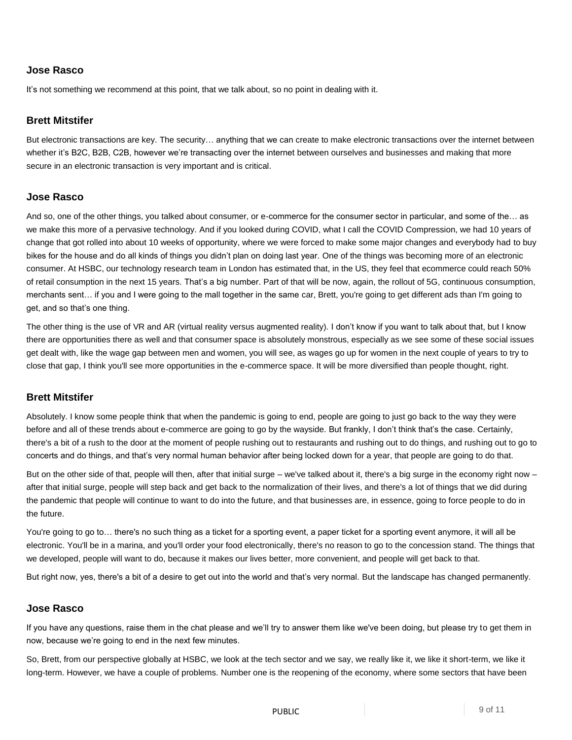**Jose Rasco**

It's not something we recommend at this point, that we talk about, so no point in dealing with it.

**Brett Mitstifer**

But electronic transactions are key. The security… anything that we can create to make electronic transactions over the internet between whether it's B2C, B2B, C2B, however we're transacting over the internet between ourselves and businesses and making that more secure in an electronic transaction is very important and is critical.

**Jose Rasco**

And so, one of the other things, you talked about consumer, or e-commerce for the consumer sector in particular, and some of the… as we make this more of a pervasive technology. And if you looked during COVID, what I call the COVID Compression, we had 10 years of change that got rolled into about 10 weeks of opportunity, where we were forced to make some major changes and everybody had to buy bikes for the house and do all kinds of things you didn't plan on doing last year. One of the things was becoming more of an electronic consumer. At HSBC, our technology research team in London has estimated that, in the US, they feel that ecommerce could reach 50% of retail consumption in the next 15 years. That's a big number. Part of that will be now, again, the rollout of 5G, continuous consumption, merchants sent… if you and I were going to the mall together in the same car, Brett, you're going to get different ads than I'm going to get, and so that's one thing.

The other thing is the use of VR and AR (virtual reality versus augmented reality). I don't know if you want to talk about that, but I know there are opportunities there as well and that consumer space is absolutely monstrous, especially as we see some of these social issues get dealt with, like the wage gap between men and women, you will see, as wages go up for women in the next couple of years to try to close that gap, I think you'll see more opportunities in the e-commerce space. It will be more diversified than people thought, right.

**Brett Mitstifer**

Absolutely. I know some people think that when the pandemic is going to end, people are going to just go back to the way they were before and all of these trends about e-commerce are going to go by the wayside. But frankly, I don't think that's the case. Certainly, there's a bit of a rush to the door at the moment of people rushing out to restaurants and rushing out to do things, and rushing out to go to concerts and do things, and that's very normal human behavior after being locked down for a year, that people are going to do that.

But on the other side of that, people will then, after that initial surge – we've talked about it, there's a big surge in the economy right now – after that initial surge, people will step back and get back to the normalization of their lives, and there's a lot of things that we did during the pandemic that people will continue to want to do into the future, and that businesses are, in essence, going to force people to do in the future.

You're going to go to… there's no such thing as a ticket for a sporting event, a paper ticket for a sporting event anymore, it will all be electronic. You'll be in a marina, and you'll order your food electronically, there's no reason to go to the concession stand. The things that we developed, people will want to do, because it makes our lives better, more convenient, and people will get back to that.

But right now, yes, there's a bit of a desire to get out into the world and that's very normal. But the landscape has changed permanently.

**Jose Rasco**

If you have any questions, raise them in the chat please and we'll try to answer them like we've been doing, but please try to get them in now, because we're going to end in the next few minutes.

So, Brett, from our perspective globally at HSBC, we look at the tech sector and we say, we really like it, we like it short-term, we like it long-term. However, we have a couple of problems. Number one is the reopening of the economy, where some sectors that have been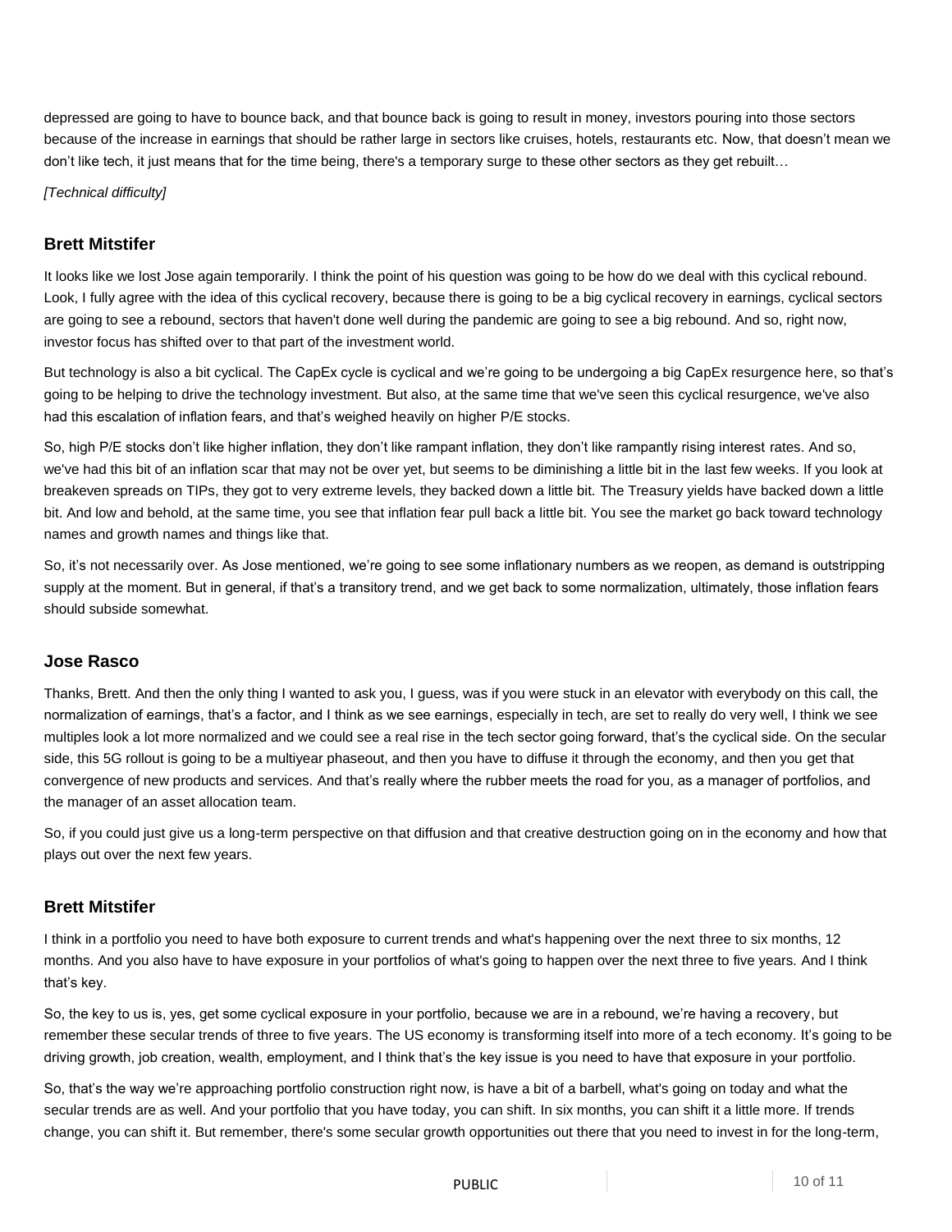depressed are going to have to bounce back, and that bounce back is going to result in money, investors pouring into those sectors because of the increase in earnings that should be rather large in sectors like cruises, hotels, restaurants etc. Now, that doesn't mean we don't like tech, it just means that for the time being, there's a temporary surge to these other sectors as they get rebuilt…

*[Technical difficulty]*

### Brett Mitstifer

It looks like we lost Jose again temporarily. I think the point of his question was going to be how do we deal with this cyclical rebound. Look, I fully agree with the idea of this cyclical recovery, because there is going to be a big cyclical recovery in earnings, cyclical sectors are going to see a rebound, sectors that haven't done well during the pandemic are going to see a big rebound. And so, right now, investor focus has shifted over to that part of the investment world.

But technology is also a bit cyclical. The CapEx cycle is cyclical and we're going to be undergoing a big CapEx resurgence here, so that's going to be helping to drive the technology investment. But also, at the same time that we've seen this cyclical resurgence, we've also had this escalation of inflation fears, and that's weighed heavily on higher P/E stocks.

So, high P/E stocks don't like higher inflation, they don't like rampant inflation, they don't like rampantly rising interest rates. And so, we've had this bit of an inflation scar that may not be over yet, but seems to be diminishing a little bit in the last few weeks. If you look at breakeven spreads on TIPs, they got to very extreme levels, they backed down a little bit. The Treasury yields have backed down a little bit. And low and behold, at the same time, you see that inflation fear pull back a little bit. You see the market go back toward technology names and growth names and things like that.

So, it's not necessarily over. As Jose mentioned, we're going to see some inflationary numbers as we reopen, as demand is outstripping supply at the moment. But in general, if that's a transitory trend, and we get back to some normalization, ultimately, those inflation fears should subside somewhat.

### Jose Rasco

Thanks, Brett. And then the only thing I wanted to ask you, I guess, was if you were stuck in an elevator with everybody on this call, the normalization of earnings, that's a factor, and I think as we see earnings, especially in tech, are set to really do very well, I think we see multiples look a lot more normalized and we could see a real rise in the tech sector going forward, that's the cyclical side. On the secular side, this 5G rollout is going to be a multiyear phaseout, and then you have to diffuse it through the economy, and then you get that convergence of new products and services. And that's really where the rubber meets the road for you, as a manager of portfolios, and the manager of an asset allocation team.

So, if you could just give us a long-term perspective on that diffusion and that creative destruction going on in the economy and how that plays out over the next few years.

### Brett Mitstifer

I think in a portfolio you need to have both exposure to current trends and what's happening over the next three to six months, 12 months. And you also have to have exposure in your portfolios of what's going to happen over the next three to five years. And I think that's key.

So, the key to us is, yes, get some cyclical exposure in your portfolio, because we are in a rebound, we're having a recovery, but remember these secular trends of three to five years. The US economy is transforming itself into more of a tech economy. It's going to be driving growth, job creation, wealth, employment, and I think that's the key issue is you need to have that exposure in your portfolio.

So, that's the way we're approaching portfolio construction right now, is have a bit of a barbell, what's going on today and what the secular trends are as well. And your portfolio that you have today, you can shift. In six months, you can shift it a little more. If trends change, you can shift it. But remember, there's some secular growth opportunities out there that you need to invest in for the long-term,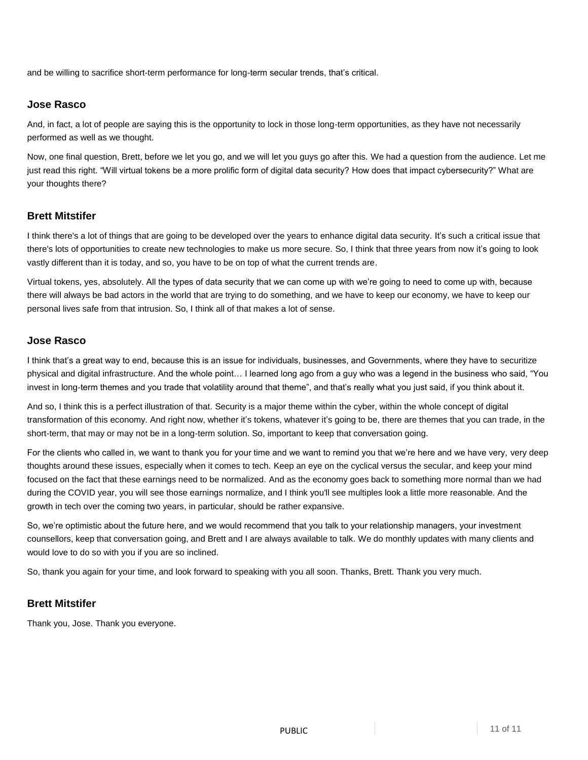and be willing to sacrifice short-term performance for long-term secular trends, that's critical.

### Jose Rasco

And, in fact, a lot of people are saying this is the opportunity to lock in those long-term opportunities, as they have not necessarily performed as well as we thought.

Now, one final question, Brett, before we let you go, and we will let you guys go after this. We had a question from the audience. Let me just read this right. "Will virtual tokens be a more prolific form of digital data security? How does that impact cybersecurity?" What are your thoughts there?

### Brett Mitstifer

I think there's a lot of things that are going to be developed over the years to enhance digital data security. It's such a critical issue that there's lots of opportunities to create new technologies to make us more secure. So, I think that three years from now it's going to look vastly different than it is today, and so, you have to be on top of what the current trends are.

Virtual tokens, yes, absolutely. All the types of data security that we can come up with we're going to need to come up with, because there will always be bad actors in the world that are trying to do something, and we have to keep our economy, we have to keep our personal lives safe from that intrusion. So, I think all of that makes a lot of sense.

### Jose Rasco

I think that's a great way to end, because this is an issue for individuals, businesses, and Governments, where they have to securitize physical and digital infrastructure. And the whole point… I learned long ago from a guy who was a legend in the business who said, "You invest in long-term themes and you trade that volatility around that theme", and that's really what you just said, if you think about it.

And so, I think this is a perfect illustration of that. Security is a major theme within the cyber, within the whole concept of digital transformation of this economy. And right now, whether it's tokens, whatever it's going to be, there are themes that you can trade, in the short-term, that may or may not be in a long-term solution. So, important to keep that conversation going.

For the clients who called in, we want to thank you for your time and we want to remind you that we're here and we have very, very deep thoughts around these issues, especially when it comes to tech. Keep an eye on the cyclical versus the secular, and keep your mind focused on the fact that these earnings need to be normalized. And as the economy goes back to something more normal than we had during the COVID year, you will see those earnings normalize, and I think you'll see multiples look a little more reasonable. And the growth in tech over the coming two years, in particular, should be rather expansive.

So, we're optimistic about the future here, and we would recommend that you talk to your relationship managers, your investment counsellors, keep that conversation going, and Brett and I are always available to talk. We do monthly updates with many clients and would love to do so with you if you are so inclined.

So, thank you again for your time, and look forward to speaking with you all soon. Thanks, Brett. Thank you very much.

### Brett Mitstifer

Thank you, Jose. Thank you everyone.

PUBLIC